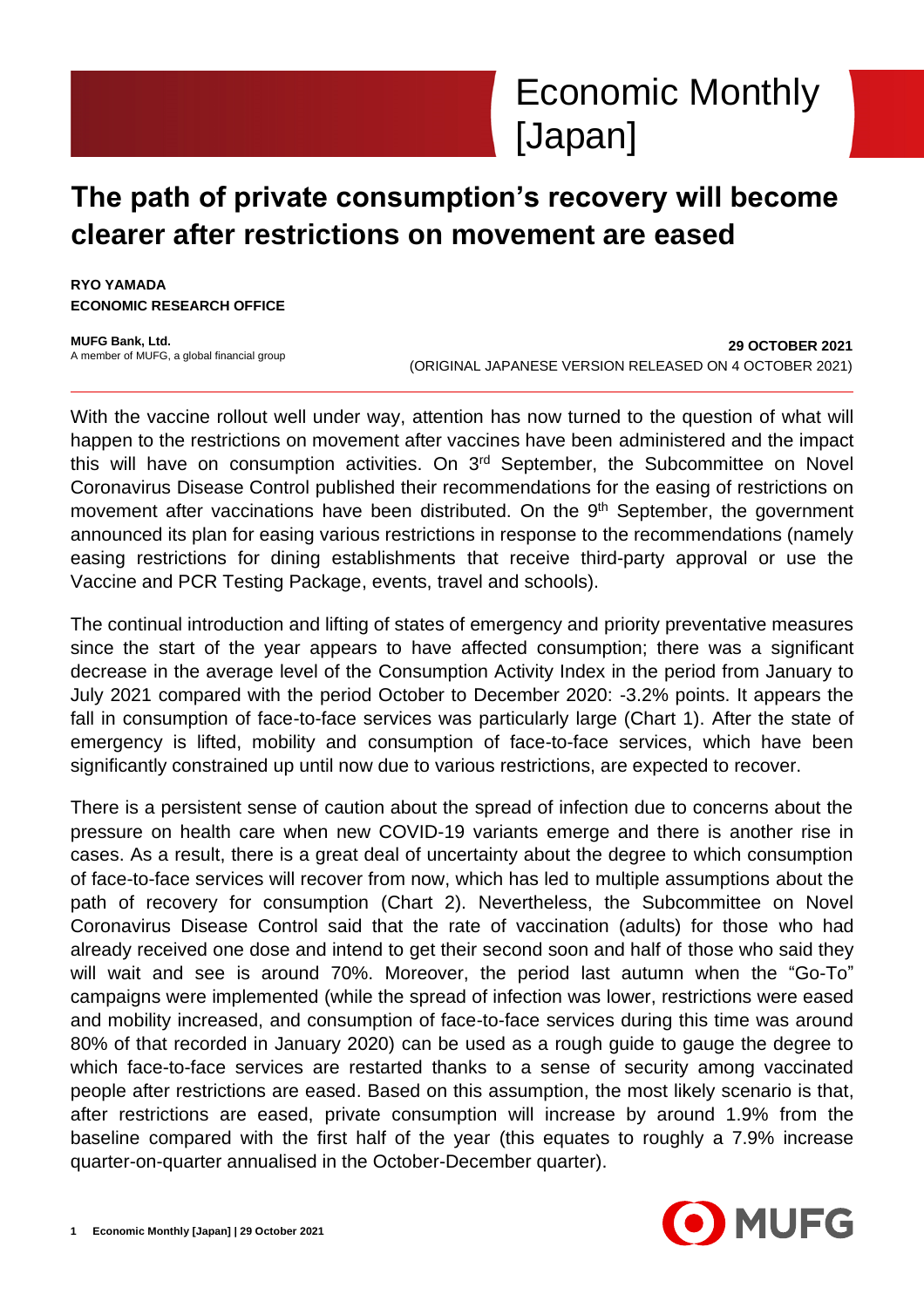# Economic Monthly [Japan]

## The path of private consumption's recovery will become clearer after restrictions on movement are eased

**RYO YAMADA**
**ECONOMIC RESEARCH OFFICE**

**MUFG Bank, Ltd.**
A member of MUFG, a global financial group

**29 OCTOBER 2021**
(ORIGINAL JAPANESE VERSION RELEASED ON 4 OCTOBER 2021)

---

With the vaccine rollout well under way, attention has now turned to the question of what will happen to the restrictions on movement after vaccines have been administered and the impact this will have on consumption activities. On 3rd September, the Subcommittee on Novel Coronavirus Disease Control published their recommendations for the easing of restrictions on movement after vaccinations have been distributed. On the 9th September, the government announced its plan for easing various restrictions in response to the recommendations (namely easing restrictions for dining establishments that receive third-party approval or use the Vaccine and PCR Testing Package, events, travel and schools).

The continual introduction and lifting of states of emergency and priority preventative measures since the start of the year appears to have affected consumption; there was a significant decrease in the average level of the Consumption Activity Index in the period from January to July 2021 compared with the period October to December 2020: -3.2% points. It appears the fall in consumption of face-to-face services was particularly large (Chart 1). After the state of emergency is lifted, mobility and consumption of face-to-face services, which have been significantly constrained up until now due to various restrictions, are expected to recover.

There is a persistent sense of caution about the spread of infection due to concerns about the pressure on health care when new COVID-19 variants emerge and there is another rise in cases. As a result, there is a great deal of uncertainty about the degree to which consumption of face-to-face services will recover from now, which has led to multiple assumptions about the path of recovery for consumption (Chart 2). Nevertheless, the Subcommittee on Novel Coronavirus Disease Control said that the rate of vaccination (adults) for those who had already received one dose and intend to get their second soon and half of those who said they will wait and see is around 70%. Moreover, the period last autumn when the "Go-To" campaigns were implemented (while the spread of infection was lower, restrictions were eased and mobility increased, and consumption of face-to-face services during this time was around 80% of that recorded in January 2020) can be used as a rough guide to gauge the degree to which face-to-face services are restarted thanks to a sense of security among vaccinated people after restrictions are eased. Based on this assumption, the most likely scenario is that, after restrictions are eased, private consumption will increase by around 1.9% from the baseline compared with the first half of the year (this equates to roughly a 7.9% increase quarter-on-quarter annualised in the October-December quarter).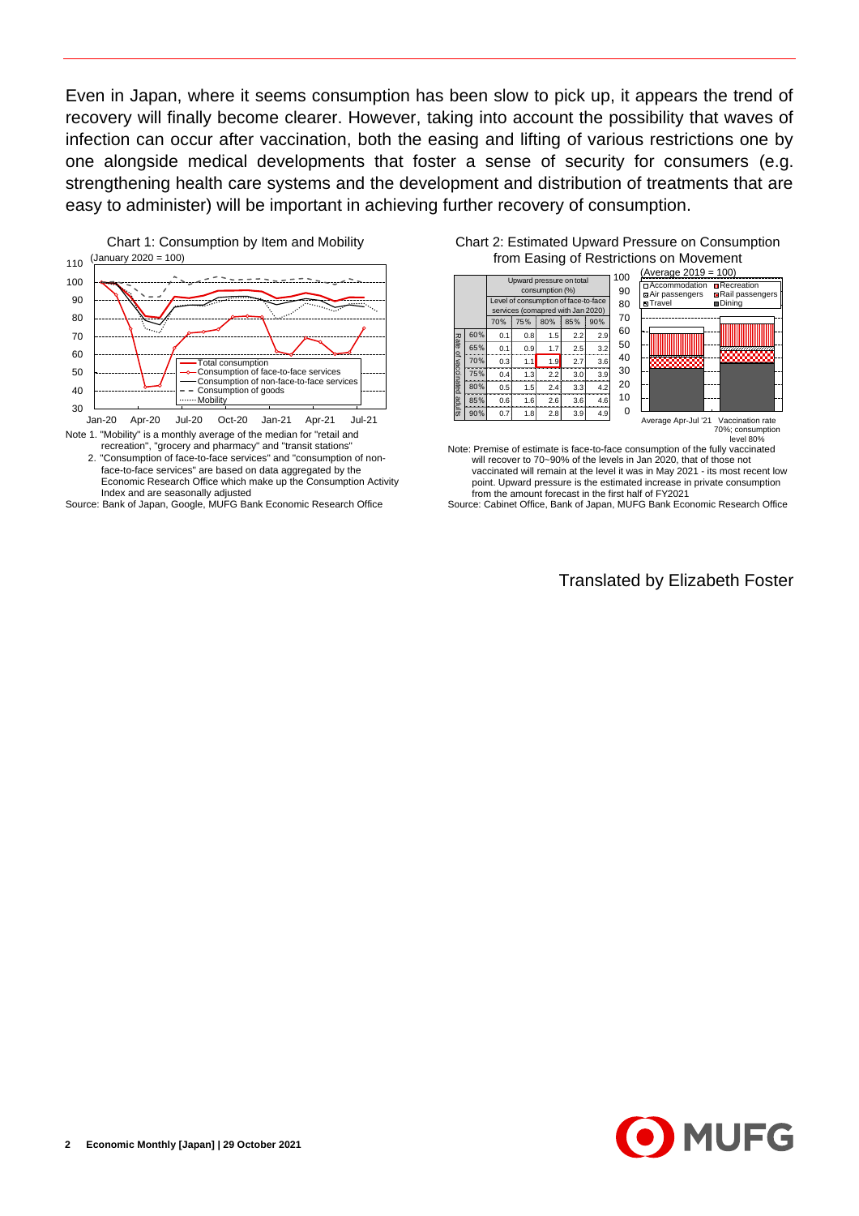Even in Japan, where it seems consumption has been slow to pick up, it appears the trend of recovery will finally become clearer. However, taking into account the possibility that waves of infection can occur after vaccination, both the easing and lifting of various restrictions one by one alongside medical developments that foster a sense of security for consumers (e.g. strengthening health care systems and the development and distribution of treatments that are easy to administer) will be important in achieving further recovery of consumption.

Chart 1: Consumption by Item and Mobility

(January 2020 = 100)

Legend: Total consumption; Consumption of face-to-face services; Consumption of non-face-to-face services; Consumption of goods; Mobility

Note 1. "Mobility" is a monthly average of the median for "retail and recreation", "grocery and pharmacy" and "transit stations"

2. "Consumption of face-to-face services" and "consumption of non-face-to-face services" are based on data aggregated by the Economic Research Office which make up the Consumption Activity Index and are seasonally adjusted

Source: Bank of Japan, Google, MUFG Bank Economic Research Office

Chart 2: Estimated Upward Pressure on Consumption from Easing of Restrictions on Movement

Upward pressure on total consumption (%)

| Rate of vaccinated adults | Level of consumption of face-to-face services (comapred with Jan 2020): 70% | 75% | 80% | 85% | 90% |
|---|---|---|---|---|---|
| 60% | 0.1 | 0.8 | 1.5 | 2.2 | 2.9 |
| 65% | 0.1 | 0.9 | 1.7 | 2.5 | 3.2 |
| 70% | 0.3 | 1.1 | 1.9 | 2.7 | 3.6 |
| 75% | 0.4 | 1.3 | 2.2 | 3.0 | 3.9 |
| 80% | 0.5 | 1.5 | 2.4 | 3.3 | 4.2 |
| 85% | 0.6 | 1.6 | 2.6 | 3.6 | 4.6 |
| 90% | 0.7 | 1.8 | 2.8 | 3.9 | 4.9 |

(Average 2019 = 100)

Legend: Accommodation; Recreation; Air passengers; Rail passengers; Travel; Dining

Categories: Average Apr-Jul '21; Vaccination rate 70%; consumption level 80%

Note: Premise of estimate is face-to-face consumption of the fully vaccinated will recover to 70~90% of the levels in Jan 2020, that of those not vaccinated will remain at the level it was in May 2021 - its most recent low point. Upward pressure is the estimated increase in private consumption from the amount forecast in the first half of FY2021

Source: Cabinet Office, Bank of Japan, MUFG Bank Economic Research Office

Translated by Elizabeth Foster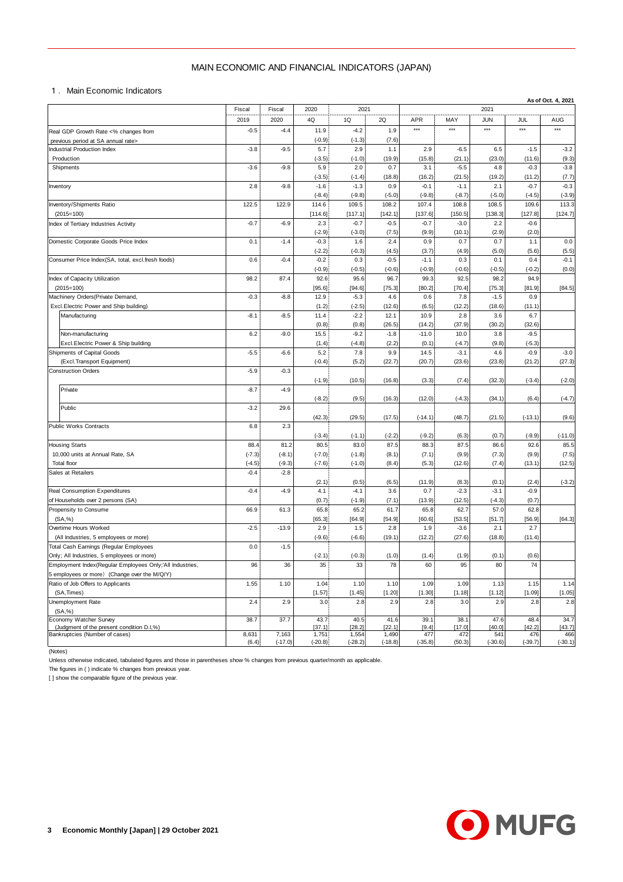# MAIN ECONOMIC AND FINANCIAL INDICATORS (JAPAN)

## 1．Main Economic Indicators

As of Oct. 4, 2021

| | Fiscal 2019 | Fiscal 2020 | 2020 4Q | 2021 1Q | 2021 2Q | 2021 APR | 2021 MAY | 2021 JUN | 2021 JUL | 2021 AUG |
|---|---|---|---|---|---|---|---|---|---|---|
| Real GDP Growth Rate <% changes from previous period at SA annual rate> | -0.5 | -4.4 | 11.9 | -4.2 | 1.9 | *** | *** | *** | *** | *** |
| | | | (-0.9) | (-1.3) | (7.6) | | | | | |
| Industrial Production Index | -3.8 | -9.5 | 5.7 | 2.9 | 1.1 | 2.9 | -6.5 | 6.5 | -1.5 | -3.2 |
| Production | | | (-3.5) | (-1.0) | (19.9) | (15.8) | (21.1) | (23.0) | (11.6) | (9.3) |
| Shipments | -3.6 | -9.8 | 5.9 | 2.0 | 0.7 | 3.1 | -5.5 | 4.8 | -0.3 | -3.8 |
| | | | (-3.5) | (-1.4) | (18.8) | (16.2) | (21.5) | (19.2) | (11.2) | (7.7) |
| Inventory | 2.8 | -9.8 | -1.6 | -1.3 | 0.9 | -0.1 | -1.1 | 2.1 | -0.7 | -0.3 |
| | | | (-8.4) | (-9.8) | (-5.0) | (-9.8) | (-8.7) | (-5.0) | (-4.5) | (-3.9) |
| Inventory/Shipments Ratio | 122.5 | 122.9 | 114.6 | 109.5 | 108.2 | 107.4 | 108.8 | 108.5 | 109.6 | 113.3 |
| (2015=100) | | | [114.6] | [117.1] | [142.1] | [137.6] | [150.5] | [138.3] | [127.8] | [124.7] |
| Index of Tertiary Industries Activity | -0.7 | -6.9 | 2.3 | -0.7 | -0.5 | -0.7 | -3.0 | 2.2 | -0.6 | |
| | | | (-2.9) | (-3.0) | (7.5) | (9.9) | (10.1) | (2.9) | (2.0) | |
| Domestic Corporate Goods Price Index | 0.1 | -1.4 | -0.3 | 1.6 | 2.4 | 0.9 | 0.7 | 0.7 | 1.1 | 0.0 |
| | | | (-2.2) | (-0.3) | (4.5) | (3.7) | (4.9) | (5.0) | (5.6) | (5.5) |
| Consumer Price Index(SA, total, excl.fresh foods) | 0.6 | -0.4 | -0.2 | 0.3 | -0.5 | -1.1 | 0.3 | 0.1 | 0.4 | -0.1 |
| | | | (-0.9) | (-0.5) | (-0.6) | (-0.9) | (-0.6) | (-0.5) | (-0.2) | (0.0) |
| Index of Capacity Utilization | 98.2 | 87.4 | 92.6 | 95.6 | 96.7 | 99.3 | 92.5 | 98.2 | 94.9 | |
| (2015=100) | | | [95.6] | [94.6] | [75.3] | [80.2] | [70.4] | [75.3] | [81.9] | [84.5] |
| Machinery Orders(Private Demand, | -0.3 | -8.8 | 12.9 | -5.3 | 4.6 | 0.6 | 7.8 | -1.5 | 0.9 | |
| Excl.Electric Power and Ship building) | | | (1.2) | (-2.5) | (12.6) | (6.5) | (12.2) | (18.6) | (11.1) | |
| Manufacturing | -8.1 | -8.5 | 11.4 | -2.2 | 12.1 | 10.9 | 2.8 | 3.6 | 6.7 | |
| | | | (0.8) | (0.8) | (26.5) | (14.2) | (37.9) | (30.2) | (32.6) | |
| Non-manufacturing | 6.2 | -9.0 | 15.5 | -9.2 | -1.8 | -11.0 | 10.0 | 3.8 | -9.5 | |
| Excl.Electric Power & Ship building | | | (1.4) | (-4.8) | (2.2) | (0.1) | (-4.7) | (9.8) | (-5.3) | |
| Shipments of Capital Goods | -5.5 | -6.6 | 5.2 | 7.8 | 9.9 | 14.5 | -3.1 | 4.6 | -0.9 | -3.0 |
| (Excl.Transport Equipment) | | | (-0.4) | (5.2) | (22.7) | (20.7) | (23.6) | (23.8) | (21.2) | (27.3) |
| Construction Orders | -5.9 | -0.3 | | | | | | | | |
| | | | (-1.9) | (10.5) | (16.8) | (3.3) | (7.4) | (32.3) | (-3.4) | (-2.0) |
| Private | -8.7 | -4.9 | | | | | | | | |
| | | | (-8.2) | (9.5) | (16.3) | (12.0) | (-4.3) | (34.1) | (6.4) | (-4.7) |
| Public | -3.2 | 29.6 | | | | | | | | |
| | | | (42.3) | (29.5) | (17.5) | (-14.1) | (48.7) | (21.5) | (-13.1) | (9.6) |
| Public Works Contracts | 6.8 | 2.3 | | | | | | | | |
| | | | (-3.4) | (-1.1) | (-2.2) | (-9.2) | (6.3) | (0.7) | (-9.9) | (-11.0) |
| Housing Starts | 88.4 | 81.2 | 80.5 | 83.0 | 87.5 | 88.3 | 87.5 | 86.6 | 92.6 | 85.5 |
| 10,000 units at Annual Rate, SA | (-7.3) | (-8.1) | (-7.0) | (-1.8) | (8.1) | (7.1) | (9.9) | (7.3) | (9.9) | (7.5) |
| Total floor | (-4.5) | (-9.3) | (-7.6) | (-1.0) | (8.4) | (5.3) | (12.6) | (7.4) | (13.1) | (12.5) |
| Sales at Retailers | -0.4 | -2.8 | | | | | | | | |
| | | | (2.1) | (0.5) | (6.5) | (11.9) | (8.3) | (0.1) | (2.4) | (-3.2) |
| Real Consumption Expenditures | -0.4 | -4.9 | 4.1 | -4.1 | 3.6 | 0.7 | -2.3 | -3.1 | -0.9 | |
| of Households over 2 persons (SA) | | | (0.7) | (-1.9) | (7.1) | (13.9) | (12.5) | (-4.3) | (0.7) | |
| Propensity to Consume | 66.9 | 61.3 | 65.8 | 65.2 | 61.7 | 65.8 | 62.7 | 57.0 | 62.8 | |
| (SA,%) | | | [65.3] | [64.9] | [54.9] | [60.6] | [53.5] | [51.7] | [56.9] | [64.3] |
| Overtime Hours Worked | -2.5 | -13.9 | 2.9 | 1.5 | 2.8 | 1.9 | -3.6 | 2.1 | 2.7 | |
| (All Industries, 5 employees or more) | | | (-9.6) | (-6.6) | (19.1) | (12.2) | (27.6) | (18.8) | (11.4) | |
| Total Cash Earnings (Regular Employees Only; All Industries, 5 employees or more) | 0.0 | -1.5 | | | | | | | | |
| | | | (-2.1) | (-0.3) | (1.0) | (1.4) | (1.9) | (0.1) | (0.6) | |
| Employment Index(Regular Employees Only; All Industries, 5 employees or more) (Change over the M/Q/Y) | 96 | 36 | 35 | 33 | 78 | 60 | 95 | 80 | 74 | |
| Ratio of Job Offers to Applicants | 1.55 | 1.10 | 1.04 | 1.10 | 1.10 | 1.09 | 1.09 | 1.13 | 1.15 | 1.14 |
| (SA,Times) | | | [1.57] | [1.45] | [1.20] | [1.30] | [1.18] | [1.12] | [1.09] | [1.05] |
| Unemployment Rate | 2.4 | 2.9 | 3.0 | 2.8 | 2.9 | 2.8 | 3.0 | 2.9 | 2.8 | 2.8 |
| (SA,%) | | | | | | | | | | |
| Economy Watcher Survey | 38.7 | 37.7 | 43.7 | 40.5 | 41.6 | 39.1 | 38.1 | 47.6 | 48.4 | 34.7 |
| (Judgment of the present condition D.I,%) | | | [37.1] | [28.2] | [22.1] | [9.4] | [17.0] | [40.0] | [42.2] | [43.7] |
| Bankruptcies (Number of cases) | 8,631 | 7,163 | 1,751 | 1,554 | 1,490 | 477 | 472 | 541 | 476 | 466 |
| | (6.4) | (-17.0) | (-20.8) | (-28.2) | (-18.8) | (-35.8) | (50.3) | (-30.6) | (-39.7) | (-30.1) |

(Notes)

Unless otherwise indicated, tabulated figures and those in parentheses show % changes from previous quarter/month as applicable.

The figures in ( ) indicate % changes from previous year.

[ ] show the comparable figure of the previous year.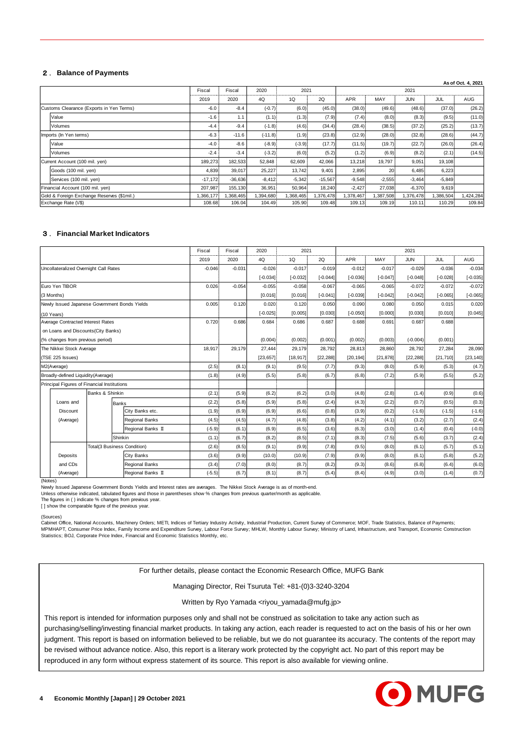## 2．Balance of Payments

As of Oct. 4, 2021

| | Fiscal 2019 | Fiscal 2020 | 2020 4Q | 2021 1Q | 2021 2Q | 2021 APR | 2021 MAY | 2021 JUN | 2021 JUL | 2021 AUG |
|---|---|---|---|---|---|---|---|---|---|---|
| Customs Clearance (Exports in Yen Terms) | -6.0 | -8.4 | (-0.7) | (6.0) | (45.0) | (38.0) | (49.6) | (48.6) | (37.0) | (26.2) |
| Value | -1.6 | 1.1 | (1.1) | (1.3) | (7.9) | (7.4) | (8.0) | (8.3) | (9.5) | (11.0) |
| Volumes | -4.4 | -9.4 | (-1.8) | (4.6) | (34.4) | (28.4) | (38.5) | (37.2) | (25.2) | (13.7) |
| Imports (In Yen terms) | -6.3 | -11.6 | (-11.8) | (1.9) | (23.8) | (12.9) | (28.0) | (32.8) | (28.6) | (44.7) |
| Value | -4.0 | -8.6 | (-8.9) | (-3.9) | (17.7) | (11.5) | (19.7) | (22.7) | (26.0) | (26.4) |
| Volumes | -2.4 | -3.4 | (-3.2) | (6.0) | (5.2) | (1.2) | (6.9) | (8.2) | (2.1) | (14.5) |
| Current Account (100 mil. yen) | 189,273 | 182,533 | 52,848 | 62,609 | 42,066 | 13,218 | 19,797 | 9,051 | 19,108 | |
| Goods (100 mil. yen) | 4,839 | 39,017 | 25,227 | 13,742 | 9,401 | 2,895 | 20 | 6,485 | 6,223 | |
| Services (100 mil. yen) | -17,172 | -36,636 | -8,412 | -5,342 | -15,567 | -9,548 | -2,555 | -3,464 | -5,849 | |
| Financial Account (100 mil. yen) | 207,987 | 155,130 | 36,951 | 50,964 | 18,240 | -2,427 | 27,038 | -6,370 | 9,619 | |
| Gold & Foreign Exchange Reserves ($1mil.) | 1,366,177 | 1,368,465 | 1,394,680 | 1,368,465 | 1,376,478 | 1,378,467 | 1,387,508 | 1,376,478 | 1,386,504 | 1,424,284 |
| Exchange Rate (\/$) | 108.68 | 106.04 | 104.49 | 105.90 | 109.48 | 109.13 | 109.19 | 110.11 | 110.29 | 109.84 |

## 3．Financial Market Indicators

| | | | Fiscal 2019 | Fiscal 2020 | 2020 4Q | 2021 1Q | 2021 2Q | 2021 APR | 2021 MAY | 2021 JUN | 2021 JUL | 2021 AUG |
|---|---|---|---|---|---|---|---|---|---|---|---|---|
| Uncollateralized Overnight Call Rates | | | -0.046 | -0.031 | -0.026 | -0.017 | -0.019 | -0.012 | -0.017 | -0.029 | -0.036 | -0.034 |
| | | | | | [-0.034] | [-0.032] | [-0.044] | [-0.036] | [-0.047] | [-0.048] | [-0.028] | [-0.035] |
| Euro Yen TIBOR | | | 0.026 | -0.054 | -0.055 | -0.058 | -0.067 | -0.065 | -0.065 | -0.072 | -0.072 | -0.072 |
| (3 Months) | | | | | [0.016] | [0.016] | [-0.041] | [-0.039] | [-0.042] | [-0.042] | [-0.065] | [-0.065] |
| Newly Issued Japanese Government Bonds Yields | | | 0.005 | 0.120 | 0.020 | 0.120 | 0.050 | 0.090 | 0.080 | 0.050 | 0.015 | 0.020 |
| (10 Years) | | | | | [-0.025] | [0.005] | [0.030] | [-0.050] | [0.000] | [0.030] | [0.010] | [0.045] |
| Average Contracted Interest Rates | | | 0.720 | 0.686 | 0.684 | 0.686 | 0.687 | 0.688 | 0.691 | 0.687 | 0.688 | |
| on Loans and Discounts(City Banks) | | | | | | | | | | | | |
| (% changes from previous period) | | | | | (0.004) | (0.002) | (0.001) | (0.002) | (0.003) | (-0.004) | (0.001) | |
| The Nikkei Stock Average | | | 18,917 | 29,179 | 27,444 | 29,179 | 28,792 | 28,813 | 28,860 | 28,792 | 27,284 | 28,090 |
| (TSE 225 Issues) | | | | | [23,657] | [18,917] | [22,288] | [20,194] | [21,878] | [22,288] | [21,710] | [23,140] |
| M2(Average) | | | (2.5) | (8.1) | (9.1) | (9.5) | (7.7) | (9.3) | (8.0) | (5.9) | (5.3) | (4.7) |
| Broadly-defined Liquidity(Average) | | | (1.8) | (4.9) | (5.5) | (5.8) | (6.7) | (6.8) | (7.2) | (5.9) | (5.5) | (5.2) |
| Principal Figures of Financial Institutions | | | | | | | | | | | | |
| Loans and Discount (Average) | Banks & Shinkin | | (2.1) | (5.9) | (6.2) | (6.2) | (3.0) | (4.8) | (2.8) | (1.4) | (0.9) | (0.6) |
| | Banks | | (2.2) | (5.8) | (5.9) | (5.8) | (2.4) | (4.3) | (2.2) | (0.7) | (0.5) | (0.3) |
| | | City Banks etc. | (1.9) | (6.9) | (6.9) | (6.6) | (0.8) | (3.9) | (0.2) | (-1.6) | (-1.5) | (-1.6) |
| | | Regional Banks | (4.5) | (4.5) | (4.7) | (4.8) | (3.8) | (4.2) | (4.1) | (3.2) | (2.7) | (2.4) |
| | | Regional Banks Ⅱ | (-5.9) | (6.1) | (6.9) | (6.5) | (3.6) | (6.3) | (3.0) | (1.4) | (0.4) | (-0.0) |
| | Shinkin | | (1.1) | (6.7) | (8.2) | (8.5) | (7.1) | (8.3) | (7.5) | (5.6) | (3.7) | (2.4) |
| Deposits and CDs (Average) | Total(3 Business Condition) | | (2.6) | (8.5) | (9.1) | (9.9) | (7.8) | (9.5) | (8.0) | (6.1) | (5.7) | (5.1) |
| | | City Banks | (3.6) | (9.9) | (10.0) | (10.9) | (7.9) | (9.9) | (8.0) | (6.1) | (5.8) | (5.2) |
| | | Regional Banks | (3.4) | (7.0) | (8.0) | (8.7) | (8.2) | (9.3) | (8.6) | (6.8) | (6.4) | (6.0) |
| | | Regional Banks Ⅱ | (-5.5) | (6.7) | (8.1) | (8.7) | (5.4) | (8.4) | (4.9) | (3.0) | (1.4) | (0.7) |

(Notes)
Newly Issued Japanese Government Bonds Yields and Interest rates are averages. The Nikkei Stock Average is as of month-end.
Unless otherwise indicated, tabulated figures and those in parentheses show % changes from previous quarter/month as applicable.
The figures in ( ) indicate % changes from previous year.
[ ] show the comparable figure of the previous year.

(Sources)
Cabinet Office, National Accounts, Machinery Orders; METI, Indices of Tertiary Industry Activity, Industrial Production, Current Survey of Commerce; MOF, Trade Statistics, Balance of Payments; MPMHAPT, Consumer Price Index, Family Income and Expenditure Survey, Labour Force Survey; MHLW, Monthly Labour Survey; Ministry of Land, Infrastructure, and Transport, Economic Construction Statistics; BOJ, Corporate Price Index, Financial and Economic Statistics Monthly, etc.

For further details, please contact the Economic Research Office, MUFG Bank

Managing Director, Rei Tsuruta Tel: +81-(0)3-3240-3204

Written by Ryo Yamada <riyou_yamada@mufg.jp>

This report is intended for information purposes only and shall not be construed as solicitation to take any action such as purchasing/selling/investing financial market products. In taking any action, each reader is requested to act on the basis of his or her own judgment. This report is based on information believed to be reliable, but we do not guarantee its accuracy. The contents of the report may be revised without advance notice. Also, this report is a literary work protected by the copyright act. No part of this report may be reproduced in any form without express statement of its source. This report is also available for viewing online.